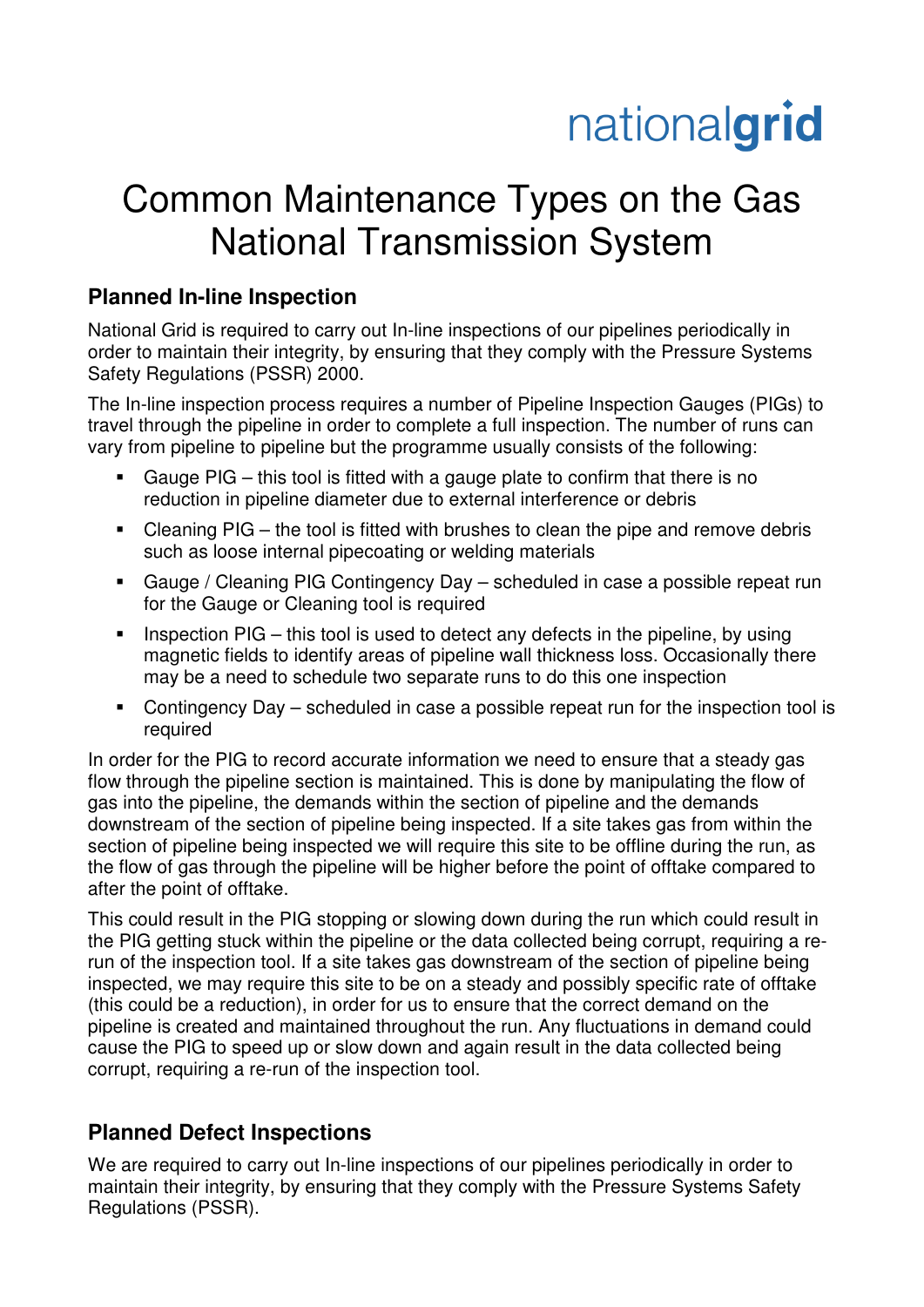nationalgrid

# Common Maintenance Types on the Gas National Transmission System

## Planned In-line Inspection

National Grid is required to carry out In-line inspections of our pipelines periodically in order to maintain their integrity, by ensuring that they comply with the Pressure Systems Safety Regulations (PSSR) 2000.

The In-line inspection process requires a number of Pipeline Inspection Gauges (PIGs) to travel through the pipeline in order to complete a full inspection. The number of runs can vary from pipeline to pipeline but the programme usually consists of the following:

- Gauge PIG – this tool is fitted with a gauge plate to confirm that there is no reduction in pipeline diameter due to external interference or debris
- Cleaning PIG – the tool is fitted with brushes to clean the pipe and remove debris such as loose internal pipecoating or welding materials
- Gauge / Cleaning PIG Contingency Day – scheduled in case a possible repeat run for the Gauge or Cleaning tool is required
- Inspection PIG – this tool is used to detect any defects in the pipeline, by using magnetic fields to identify areas of pipeline wall thickness loss. Occasionally there may be a need to schedule two separate runs to do this one inspection
- Contingency Day – scheduled in case a possible repeat run for the inspection tool is required

In order for the PIG to record accurate information we need to ensure that a steady gas flow through the pipeline section is maintained. This is done by manipulating the flow of gas into the pipeline, the demands within the section of pipeline and the demands downstream of the section of pipeline being inspected. If a site takes gas from within the section of pipeline being inspected we will require this site to be offline during the run, as the flow of gas through the pipeline will be higher before the point of offtake compared to after the point of offtake.

This could result in the PIG stopping or slowing down during the run which could result in the PIG getting stuck within the pipeline or the data collected being corrupt, requiring a re-run of the inspection tool. If a site takes gas downstream of the section of pipeline being inspected, we may require this site to be on a steady and possibly specific rate of offtake (this could be a reduction), in order for us to ensure that the correct demand on the pipeline is created and maintained throughout the run. Any fluctuations in demand could cause the PIG to speed up or slow down and again result in the data collected being corrupt, requiring a re-run of the inspection tool.

## Planned Defect Inspections

We are required to carry out In-line inspections of our pipelines periodically in order to maintain their integrity, by ensuring that they comply with the Pressure Systems Safety Regulations (PSSR).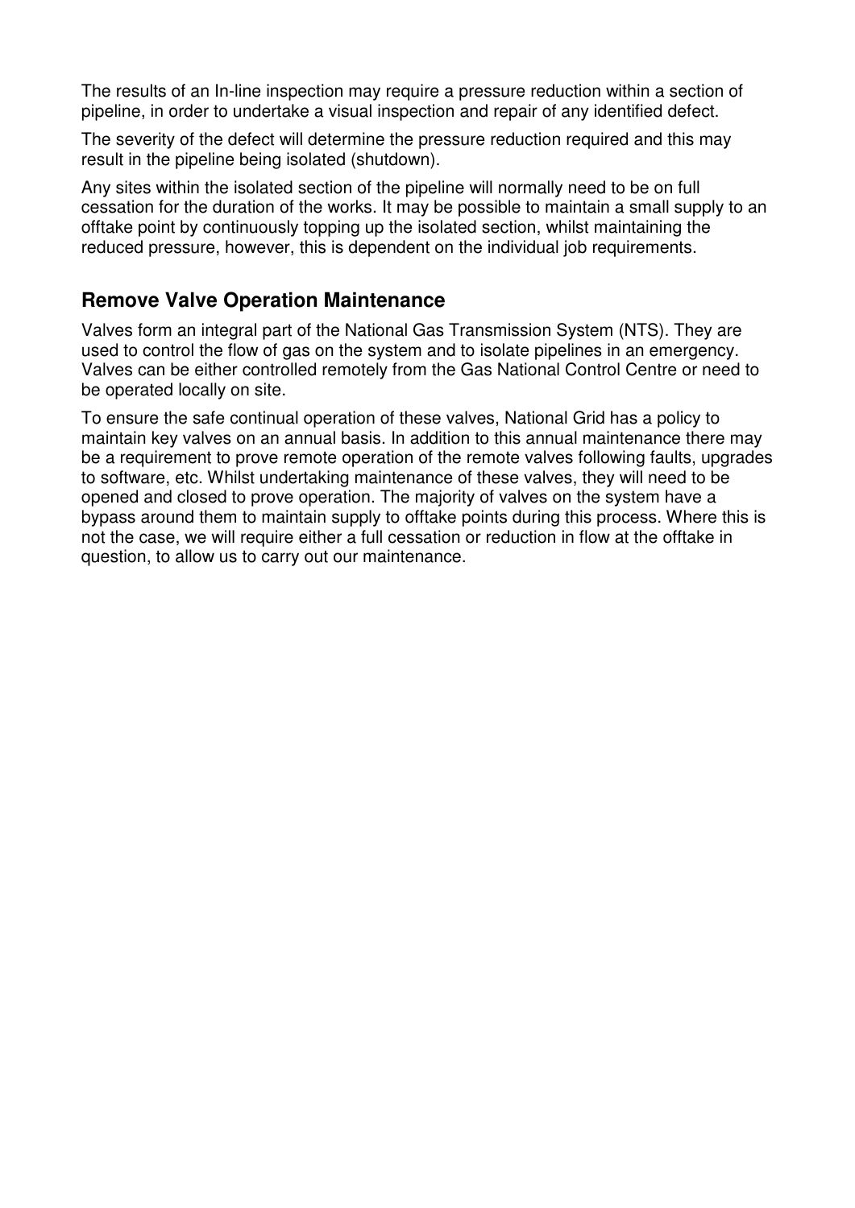The results of an In-line inspection may require a pressure reduction within a section of pipeline, in order to undertake a visual inspection and repair of any identified defect.

The severity of the defect will determine the pressure reduction required and this may result in the pipeline being isolated (shutdown).

Any sites within the isolated section of the pipeline will normally need to be on full cessation for the duration of the works. It may be possible to maintain a small supply to an offtake point by continuously topping up the isolated section, whilst maintaining the reduced pressure, however, this is dependent on the individual job requirements.

## Remove Valve Operation Maintenance

Valves form an integral part of the National Gas Transmission System (NTS). They are used to control the flow of gas on the system and to isolate pipelines in an emergency. Valves can be either controlled remotely from the Gas National Control Centre or need to be operated locally on site.

To ensure the safe continual operation of these valves, National Grid has a policy to maintain key valves on an annual basis. In addition to this annual maintenance there may be a requirement to prove remote operation of the remote valves following faults, upgrades to software, etc. Whilst undertaking maintenance of these valves, they will need to be opened and closed to prove operation. The majority of valves on the system have a bypass around them to maintain supply to offtake points during this process. Where this is not the case, we will require either a full cessation or reduction in flow at the offtake in question, to allow us to carry out our maintenance.